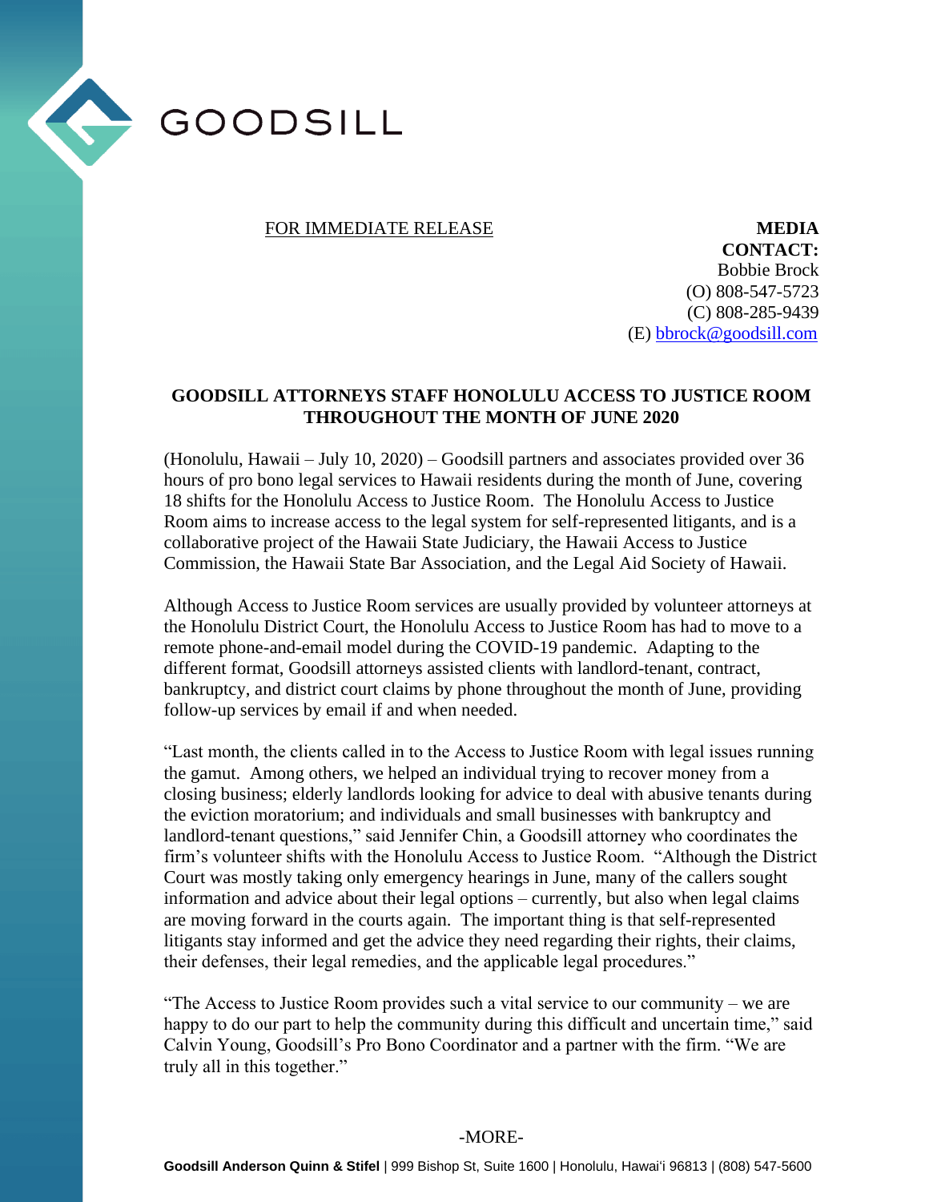GOODSILL

FOR IMMEDIATE RELEASE

**MEDIA CONTACT:**
Bobbie Brock
(O) 808-547-5723
(C) 808-285-9439
(E) bbrock@goodsill.com

**GOODSILL ATTORNEYS STAFF HONOLULU ACCESS TO JUSTICE ROOM THROUGHOUT THE MONTH OF JUNE 2020**

(Honolulu, Hawaii – July 10, 2020) – Goodsill partners and associates provided over 36 hours of pro bono legal services to Hawaii residents during the month of June, covering 18 shifts for the Honolulu Access to Justice Room. The Honolulu Access to Justice Room aims to increase access to the legal system for self-represented litigants, and is a collaborative project of the Hawaii State Judiciary, the Hawaii Access to Justice Commission, the Hawaii State Bar Association, and the Legal Aid Society of Hawaii.

Although Access to Justice Room services are usually provided by volunteer attorneys at the Honolulu District Court, the Honolulu Access to Justice Room has had to move to a remote phone-and-email model during the COVID-19 pandemic. Adapting to the different format, Goodsill attorneys assisted clients with landlord-tenant, contract, bankruptcy, and district court claims by phone throughout the month of June, providing follow-up services by email if and when needed.

"Last month, the clients called in to the Access to Justice Room with legal issues running the gamut. Among others, we helped an individual trying to recover money from a closing business; elderly landlords looking for advice to deal with abusive tenants during the eviction moratorium; and individuals and small businesses with bankruptcy and landlord-tenant questions," said Jennifer Chin, a Goodsill attorney who coordinates the firm's volunteer shifts with the Honolulu Access to Justice Room. "Although the District Court was mostly taking only emergency hearings in June, many of the callers sought information and advice about their legal options – currently, but also when legal claims are moving forward in the courts again. The important thing is that self-represented litigants stay informed and get the advice they need regarding their rights, their claims, their defenses, their legal remedies, and the applicable legal procedures."

"The Access to Justice Room provides such a vital service to our community – we are happy to do our part to help the community during this difficult and uncertain time," said Calvin Young, Goodsill's Pro Bono Coordinator and a partner with the firm. "We are truly all in this together."

-MORE-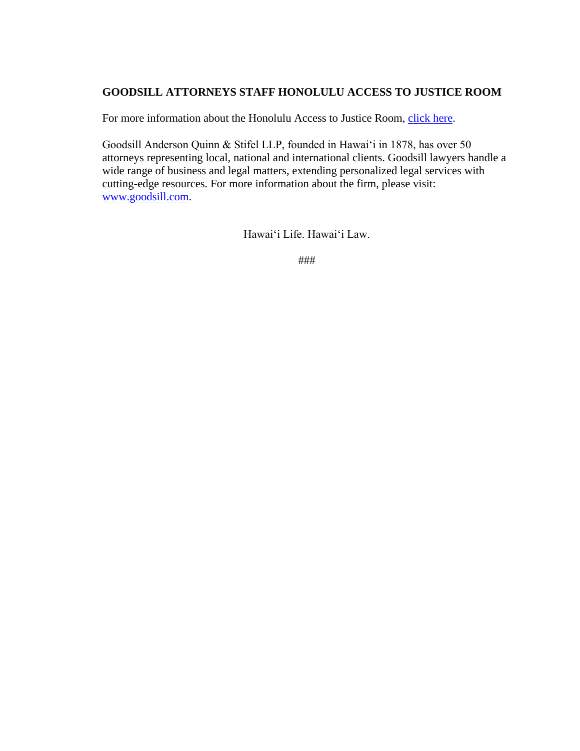**GOODSILL ATTORNEYS STAFF HONOLULU ACCESS TO JUSTICE ROOM**

For more information about the Honolulu Access to Justice Room, click here.

Goodsill Anderson Quinn & Stifel LLP, founded in Hawai‘i in 1878, has over 50 attorneys representing local, national and international clients. Goodsill lawyers handle a wide range of business and legal matters, extending personalized legal services with cutting-edge resources. For more information about the firm, please visit: www.goodsill.com.

Hawai‘i Life. Hawai‘i Law.

###